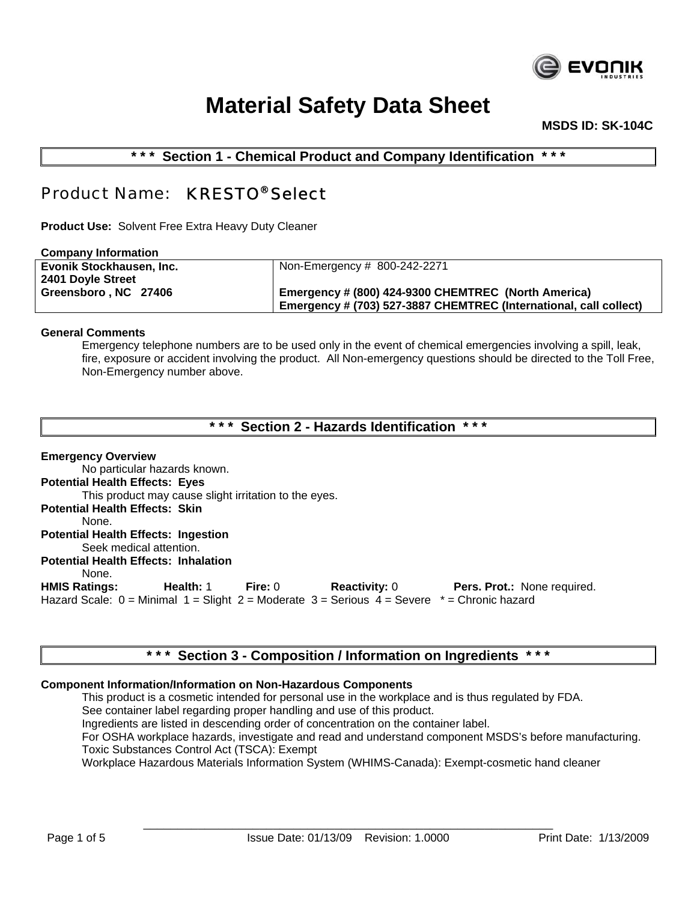# Material Safety Data Sheet

**MSDS ID: SK-104C**

## *** Section 1 - Chemical Product and Company Identification ***

## Product Name: KRESTO® Select

**Product Use:** Solvent Free Extra Heavy Duty Cleaner

**Company Information**

| **Evonik Stockhausen, Inc.**<br>**2401 Doyle Street**<br>**Greensboro , NC 27406** | Non-Emergency # 800-242-2271<br><br>**Emergency # (800) 424-9300 CHEMTREC (North America)**<br>**Emergency # (703) 527-3887 CHEMTREC (International, call collect)** |
|---|---|

**General Comments**

Emergency telephone numbers are to be used only in the event of chemical emergencies involving a spill, leak, fire, exposure or accident involving the product. All Non-emergency questions should be directed to the Toll Free, Non-Emergency number above.

## *** Section 2 - Hazards Identification ***

**Emergency Overview**

No particular hazards known.

**Potential Health Effects: Eyes**

This product may cause slight irritation to the eyes.

**Potential Health Effects: Skin**

None.

**Potential Health Effects: Ingestion**

Seek medical attention.

**Potential Health Effects: Inhalation**

None.

**HMIS Ratings:** **Health:** 1 **Fire:** 0 **Reactivity:** 0 **Pers. Prot.:** None required.

Hazard Scale: 0 = Minimal 1 = Slight 2 = Moderate 3 = Serious 4 = Severe * = Chronic hazard

## *** Section 3 - Composition / Information on Ingredients ***

**Component Information/Information on Non-Hazardous Components**

This product is a cosmetic intended for personal use in the workplace and is thus regulated by FDA.
See container label regarding proper handling and use of this product.
Ingredients are listed in descending order of concentration on the container label.
For OSHA workplace hazards, investigate and read and understand component MSDS's before manufacturing.
Toxic Substances Control Act (TSCA): Exempt
Workplace Hazardous Materials Information System (WHIMS-Canada): Exempt-cosmetic hand cleaner

Issue Date: 01/13/09 Revision: 1.0000 Print Date: 1/13/2009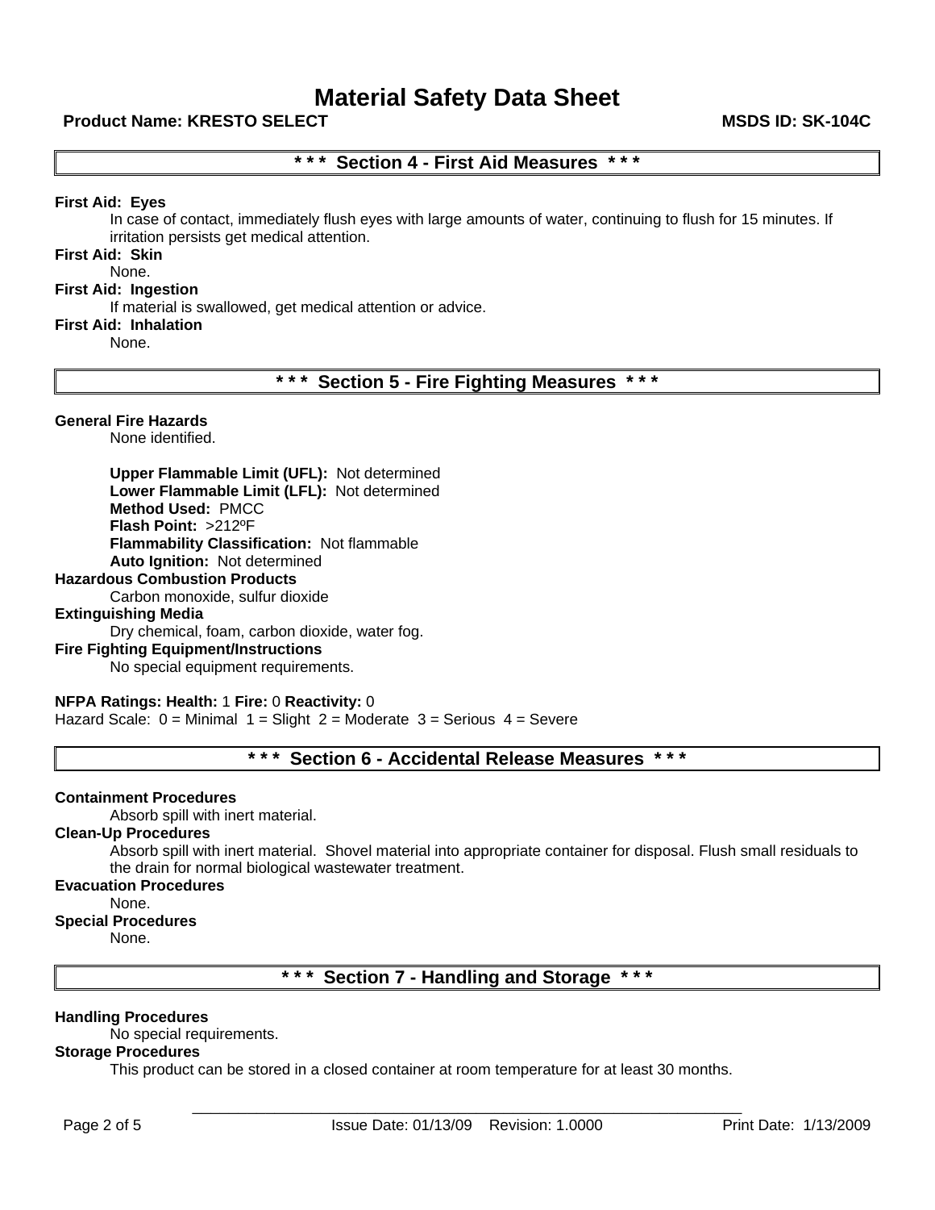# Material Safety Data Sheet

**Product Name: KRESTO SELECT** **MSDS ID: SK-104C**

## * * * Section 4 - First Aid Measures * * *

**First Aid: Eyes**

In case of contact, immediately flush eyes with large amounts of water, continuing to flush for 15 minutes. If irritation persists get medical attention.

**First Aid: Skin**

None.

**First Aid: Ingestion**

If material is swallowed, get medical attention or advice.

**First Aid: Inhalation**

None.

## * * * Section 5 - Fire Fighting Measures * * *

**General Fire Hazards**

None identified.

**Upper Flammable Limit (UFL):** Not determined
**Lower Flammable Limit (LFL):** Not determined
**Method Used:** PMCC
**Flash Point:** >212ºF
**Flammability Classification:** Not flammable
**Auto Ignition:** Not determined

**Hazardous Combustion Products**

Carbon monoxide, sulfur dioxide

**Extinguishing Media**

Dry chemical, foam, carbon dioxide, water fog.

**Fire Fighting Equipment/Instructions**

No special equipment requirements.

**NFPA Ratings: Health:** 1 **Fire:** 0 **Reactivity:** 0
Hazard Scale: 0 = Minimal 1 = Slight 2 = Moderate 3 = Serious 4 = Severe

## * * * Section 6 - Accidental Release Measures * * *

**Containment Procedures**

Absorb spill with inert material.

**Clean-Up Procedures**

Absorb spill with inert material. Shovel material into appropriate container for disposal. Flush small residuals to the drain for normal biological wastewater treatment.

**Evacuation Procedures**

None.

**Special Procedures**

None.

## * * * Section 7 - Handling and Storage * * *

**Handling Procedures**

No special requirements.

**Storage Procedures**

This product can be stored in a closed container at room temperature for at least 30 months.

Issue Date: 01/13/09 Revision: 1.0000 Print Date: 1/13/2009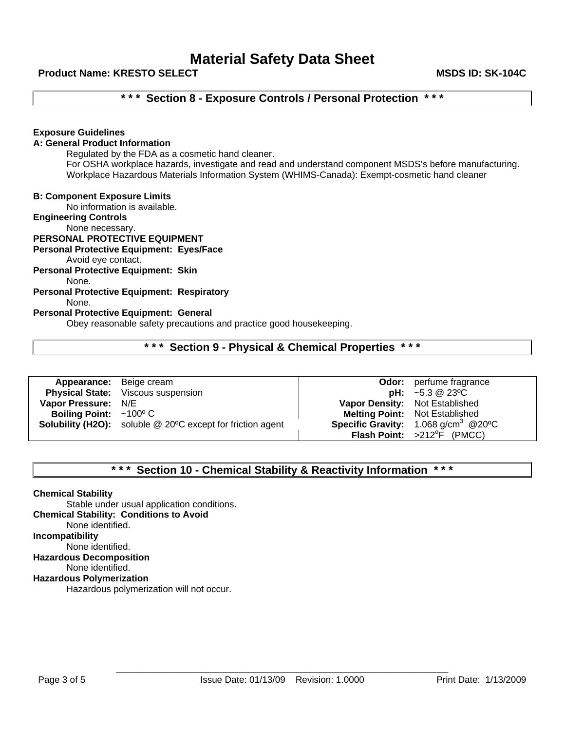# Material Safety Data Sheet

**Product Name: KRESTO SELECT** **MSDS ID: SK-104C**

## * * * Section 8 - Exposure Controls / Personal Protection * * *

**Exposure Guidelines**

**A: General Product Information**

Regulated by the FDA as a cosmetic hand cleaner.
For OSHA workplace hazards, investigate and read and understand component MSDS's before manufacturing.
Workplace Hazardous Materials Information System (WHIMS-Canada): Exempt-cosmetic hand cleaner

**B: Component Exposure Limits**

No information is available.

**Engineering Controls**

None necessary.

**PERSONAL PROTECTIVE EQUIPMENT**

**Personal Protective Equipment: Eyes/Face**

Avoid eye contact.

**Personal Protective Equipment: Skin**

None.

**Personal Protective Equipment: Respiratory**

None.

**Personal Protective Equipment: General**

Obey reasonable safety precautions and practice good housekeeping.

## * * * Section 9 - Physical & Chemical Properties * * *

| | | | |
|---|---|---|---|
| **Appearance:** | Beige cream | **Odor:** | perfume fragrance |
| **Physical State:** | Viscous suspension | **pH:** | ~5.3 @ 23ºC |
| **Vapor Pressure:** | N/E | **Vapor Density:** | Not Established |
| **Boiling Point:** | ~100º C | **Melting Point:** | Not Established |
| **Solubility (H2O):** | soluble @ 20ºC except for friction agent | **Specific Gravity:** | 1.068 $g/cm^3$ @20ºC |
| | | **Flash Point:** | >212ºF (PMCC) |

## * * * Section 10 - Chemical Stability & Reactivity Information * * *

**Chemical Stability**

Stable under usual application conditions.

**Chemical Stability: Conditions to Avoid**

None identified.

**Incompatibility**

None identified.

**Hazardous Decomposition**

None identified.

**Hazardous Polymerization**

Hazardous polymerization will not occur.

Issue Date: 01/13/09 Revision: 1.0000 Print Date: 1/13/2009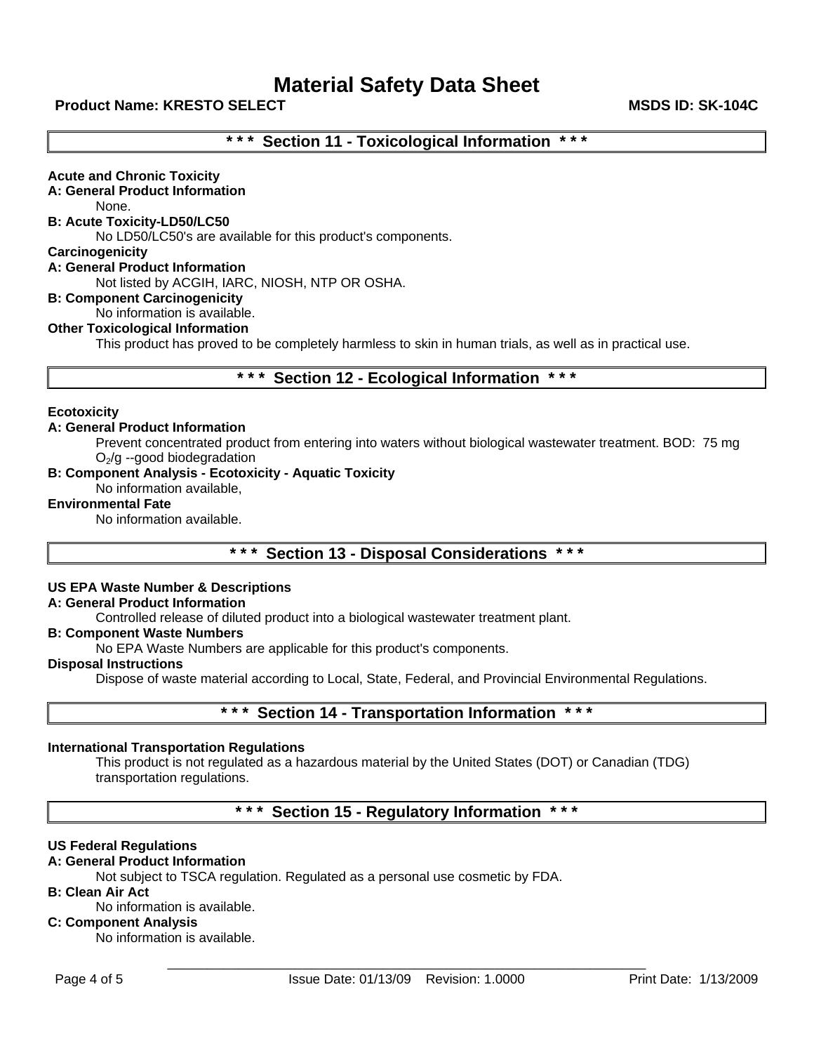# Material Safety Data Sheet

**Product Name: KRESTO SELECT** **MSDS ID: SK-104C**

## *** Section 11 - Toxicological Information ***

**Acute and Chronic Toxicity**

**A: General Product Information**

None.

**B: Acute Toxicity-LD50/LC50**

No LD50/LC50's are available for this product's components.

**Carcinogenicity**

**A: General Product Information**

Not listed by ACGIH, IARC, NIOSH, NTP OR OSHA.

**B: Component Carcinogenicity**

No information is available.

**Other Toxicological Information**

This product has proved to be completely harmless to skin in human trials, as well as in practical use.

## *** Section 12 - Ecological Information ***

**Ecotoxicity**

**A: General Product Information**

Prevent concentrated product from entering into waters without biological wastewater treatment. BOD: 75 mg $O_2$/g --good biodegradation

**B: Component Analysis - Ecotoxicity - Aquatic Toxicity**

No information available,

**Environmental Fate**

No information available.

## *** Section 13 - Disposal Considerations ***

**US EPA Waste Number & Descriptions**

**A: General Product Information**

Controlled release of diluted product into a biological wastewater treatment plant.

**B: Component Waste Numbers**

No EPA Waste Numbers are applicable for this product's components.

**Disposal Instructions**

Dispose of waste material according to Local, State, Federal, and Provincial Environmental Regulations.

## *** Section 14 - Transportation Information ***

**International Transportation Regulations**

This product is not regulated as a hazardous material by the United States (DOT) or Canadian (TDG) transportation regulations.

## *** Section 15 - Regulatory Information ***

**US Federal Regulations**

**A: General Product Information**

Not subject to TSCA regulation. Regulated as a personal use cosmetic by FDA.

**B: Clean Air Act**

No information is available.

**C: Component Analysis**

No information is available.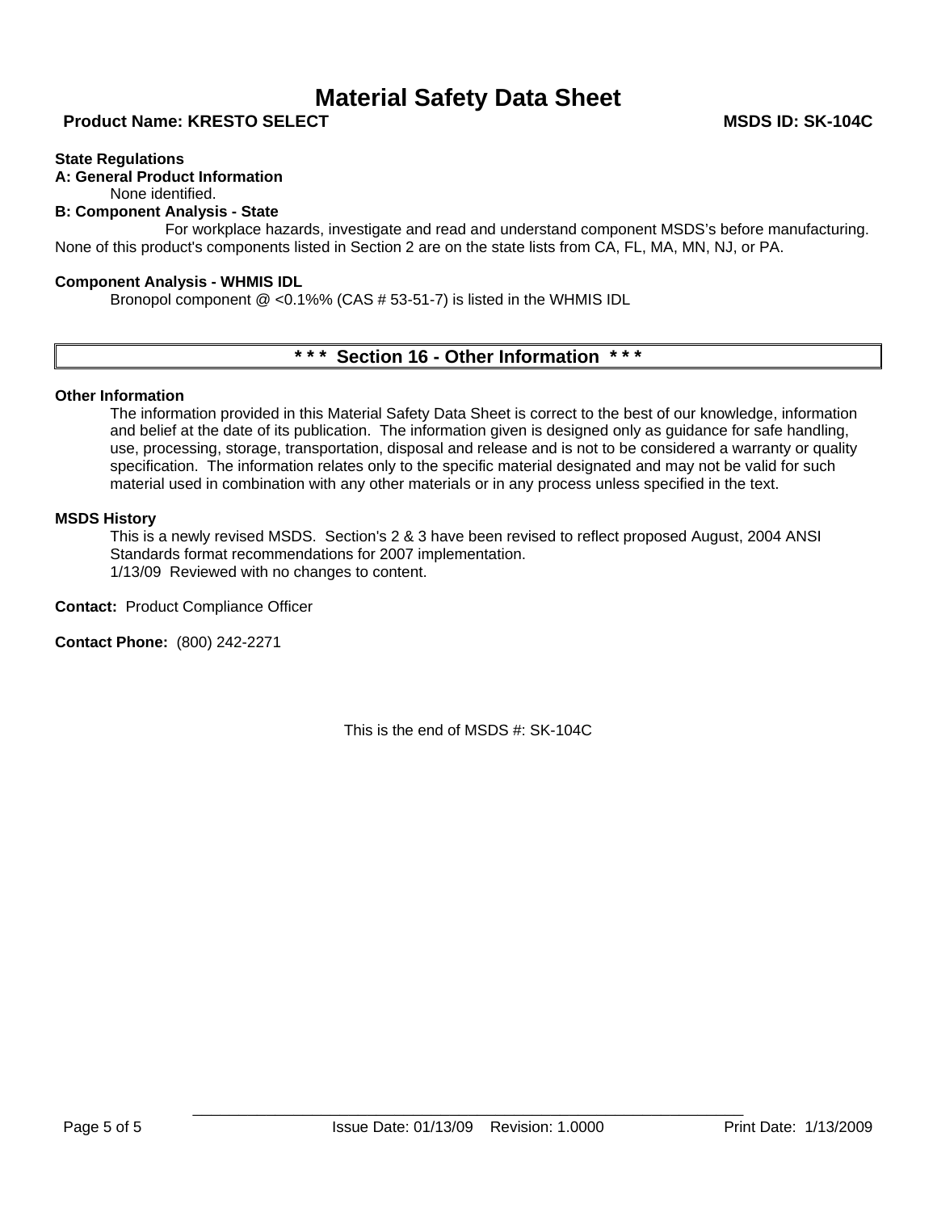### State Regulations

**A: General Product Information**

None identified.

**B: Component Analysis - State**

For workplace hazards, investigate and read and understand component MSDS's before manufacturing. None of this product's components listed in Section 2 are on the state lists from CA, FL, MA, MN, NJ, or PA.

### Component Analysis - WHMIS IDL

Bronopol component @ <0.1%% (CAS # 53-51-7) is listed in the WHMIS IDL

## * * * Section 16 - Other Information * * *

### Other Information

The information provided in this Material Safety Data Sheet is correct to the best of our knowledge, information and belief at the date of its publication. The information given is designed only as guidance for safe handling, use, processing, storage, transportation, disposal and release and is not to be considered a warranty or quality specification. The information relates only to the specific material designated and may not be valid for such material used in combination with any other materials or in any process unless specified in the text.

### MSDS History

This is a newly revised MSDS. Section's 2 & 3 have been revised to reflect proposed August, 2004 ANSI Standards format recommendations for 2007 implementation.
1/13/09 Reviewed with no changes to content.

**Contact:** Product Compliance Officer

**Contact Phone:** (800) 242-2271

This is the end of MSDS #: SK-104C